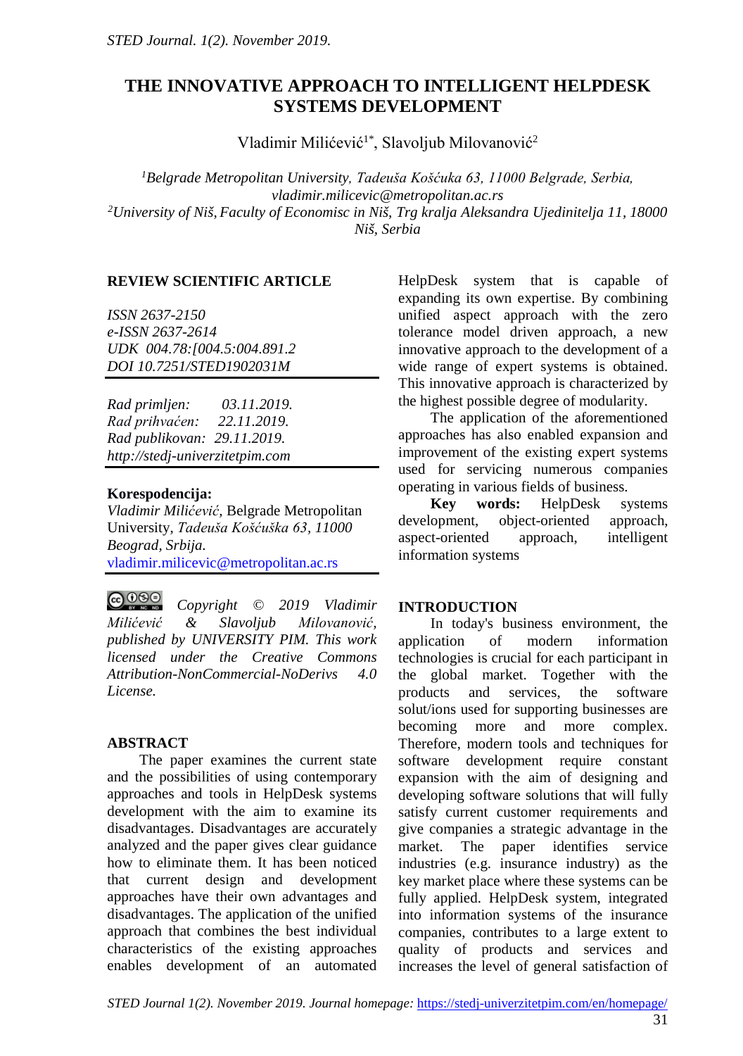# THE INNOVATIVE APPROACH TO INTELLIGENT HELPDESK SYSTEMS DEVELOPMENT

Vladimir Milićević[1*], Slavoljub Milovanović[2]

*[1]Belgrade Metropolitan University, Tadeuša Košćuka 63, 11000 Belgrade, Serbia, vladimir.milicevic@metropolitan.ac.rs*
*[2]University of Niš, Faculty of Economisc in Niš, Trg kralja Aleksandra Ujedinitelja 11, 18000 Niš, Serbia*

**REVIEW SCIENTIFIC ARTICLE**

*ISSN 2637-2150*
*e-ISSN 2637-2614*
*UDK 004.78:[004.5:004.891.2*
*DOI 10.7251/STED1902031M*

*Rad primljen: 03.11.2019.*
*Rad prihvaćen: 22.11.2019.*
*Rad publikovan: 29.11.2019.*
*http://stedj-univerzitetpim.com*

**Korespodencija:**
*Vladimir Milićević,* Belgrade Metropolitan University, *Tadeuša Košćuška 63, 11000 Beograd, Srbija.*
vladimir.milicevic@metropolitan.ac.rs

*Copyright © 2019 Vladimir Milićević & Slavoljub Milovanović, published by UNIVERSITY PIM. This work licensed under the Creative Commons Attribution-NonCommercial-NoDerivs 4.0 License.*

## ABSTRACT

The paper examines the current state and the possibilities of using contemporary approaches and tools in HelpDesk systems development with the aim to examine its disadvantages. Disadvantages are accurately analyzed and the paper gives clear guidance how to eliminate them. It has been noticed that current design and development approaches have their own advantages and disadvantages. The application of the unified approach that combines the best individual characteristics of the existing approaches enables development of an automated HelpDesk system that is capable of expanding its own expertise. By combining unified aspect approach with the zero tolerance model driven approach, a new innovative approach to the development of a wide range of expert systems is obtained. This innovative approach is characterized by the highest possible degree of modularity.

The application of the aforementioned approaches has also enabled expansion and improvement of the existing expert systems used for servicing numerous companies operating in various fields of business.

**Key words:** HelpDesk systems development, object-oriented approach, aspect-oriented approach, intelligent information systems

## INTRODUCTION

In today's business environment, the application of modern information technologies is crucial for each participant in the global market. Together with the products and services, the software solut/ions used for supporting businesses are becoming more and more complex. Therefore, modern tools and techniques for software development require constant expansion with the aim of designing and developing software solutions that will fully satisfy current customer requirements and give companies a strategic advantage in the market. The paper identifies service industries (e.g. insurance industry) as the key market place where these systems can be fully applied. HelpDesk system, integrated into information systems of the insurance companies, contributes to a large extent to quality of products and services and increases the level of general satisfaction of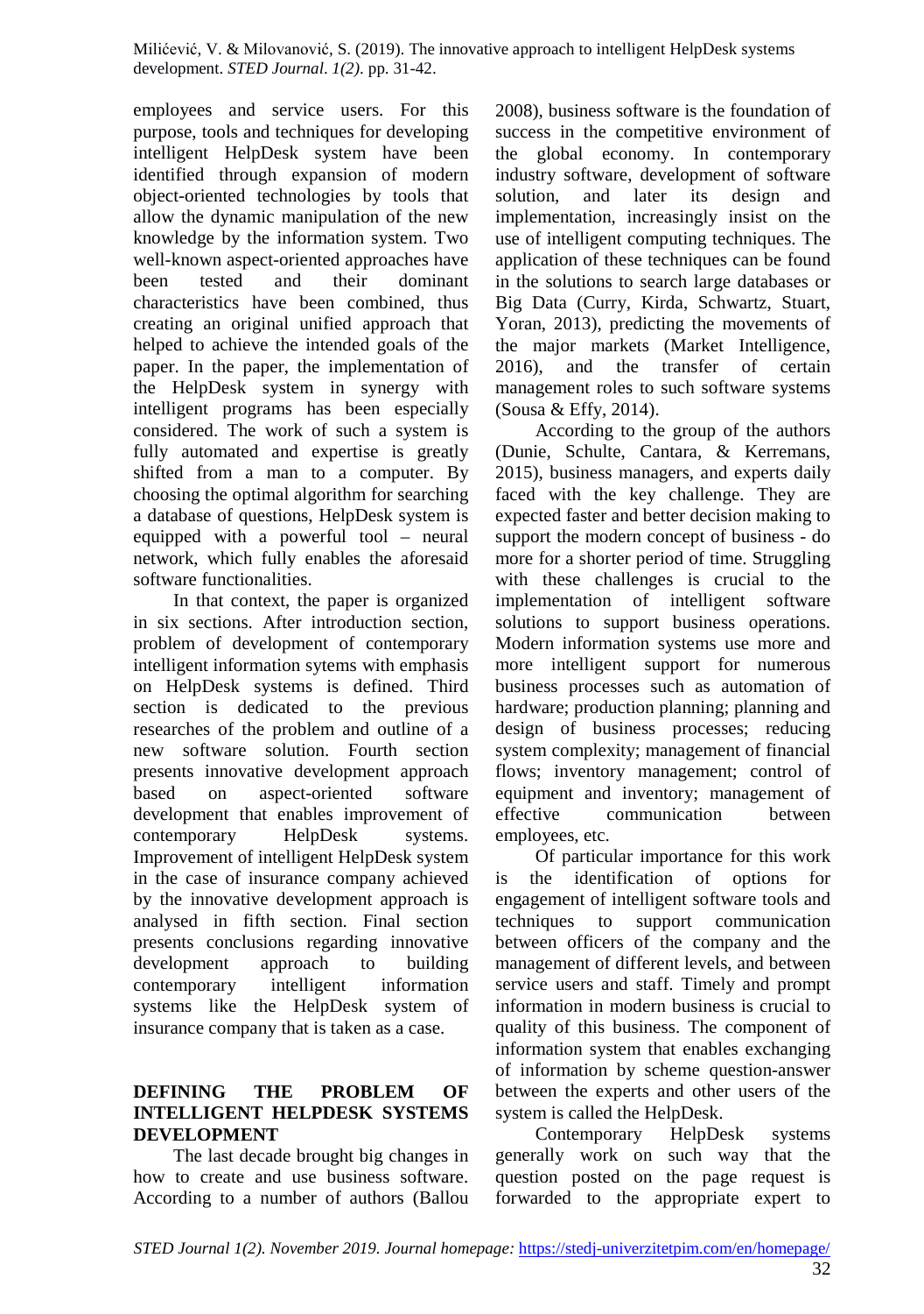employees and service users. For this purpose, tools and techniques for developing intelligent HelpDesk system have been identified through expansion of modern object-oriented technologies by tools that allow the dynamic manipulation of the new knowledge by the information system. Two well-known aspect-oriented approaches have been tested and their dominant characteristics have been combined, thus creating an original unified approach that helped to achieve the intended goals of the paper. In the paper, the implementation of the HelpDesk system in synergy with intelligent programs has been especially considered. The work of such a system is fully automated and expertise is greatly shifted from a man to a computer. By choosing the optimal algorithm for searching a database of questions, HelpDesk system is equipped with a powerful tool – neural network, which fully enables the aforesaid software functionalities.

In that context, the paper is organized in six sections. After introduction section, problem of development of contemporary intelligent information sytems with emphasis on HelpDesk systems is defined. Third section is dedicated to the previous researches of the problem and outline of a new software solution. Fourth section presents innovative development approach based on aspect-oriented software development that enables improvement of contemporary HelpDesk systems. Improvement of intelligent HelpDesk system in the case of insurance company achieved by the innovative development approach is analysed in fifth section. Final section presents conclusions regarding innovative development approach to building contemporary intelligent information systems like the HelpDesk system of insurance company that is taken as a case.

## DEFINING THE PROBLEM OF INTELLIGENT HELPDESK SYSTEMS DEVELOPMENT

The last decade brought big changes in how to create and use business software. According to a number of authors (Ballou 2008), business software is the foundation of success in the competitive environment of the global economy. In contemporary industry software, development of software solution, and later its design and implementation, increasingly insist on the use of intelligent computing techniques. The application of these techniques can be found in the solutions to search large databases or Big Data (Curry, Kirda, Schwartz, Stuart, Yoran, 2013), predicting the movements of the major markets (Market Intelligence, 2016), and the transfer of certain management roles to such software systems (Sousa & Effy, 2014).

According to the group of the authors (Dunie, Schulte, Cantara, & Kerremans, 2015), business managers, and experts daily faced with the key challenge. They are expected faster and better decision making to support the modern concept of business - do more for a shorter period of time. Struggling with these challenges is crucial to the implementation of intelligent software solutions to support business operations. Modern information systems use more and more intelligent support for numerous business processes such as automation of hardware; production planning; planning and design of business processes; reducing system complexity; management of financial flows; inventory management; control of equipment and inventory; management of effective communication between employees, etc.

Of particular importance for this work is the identification of options for engagement of intelligent software tools and techniques to support communication between officers of the company and the management of different levels, and between service users and staff. Timely and prompt information in modern business is crucial to quality of this business. The component of information system that enables exchanging of information by scheme question-answer between the experts and other users of the system is called the HelpDesk.

Contemporary HelpDesk systems generally work on such way that the question posted on the page request is forwarded to the appropriate expert to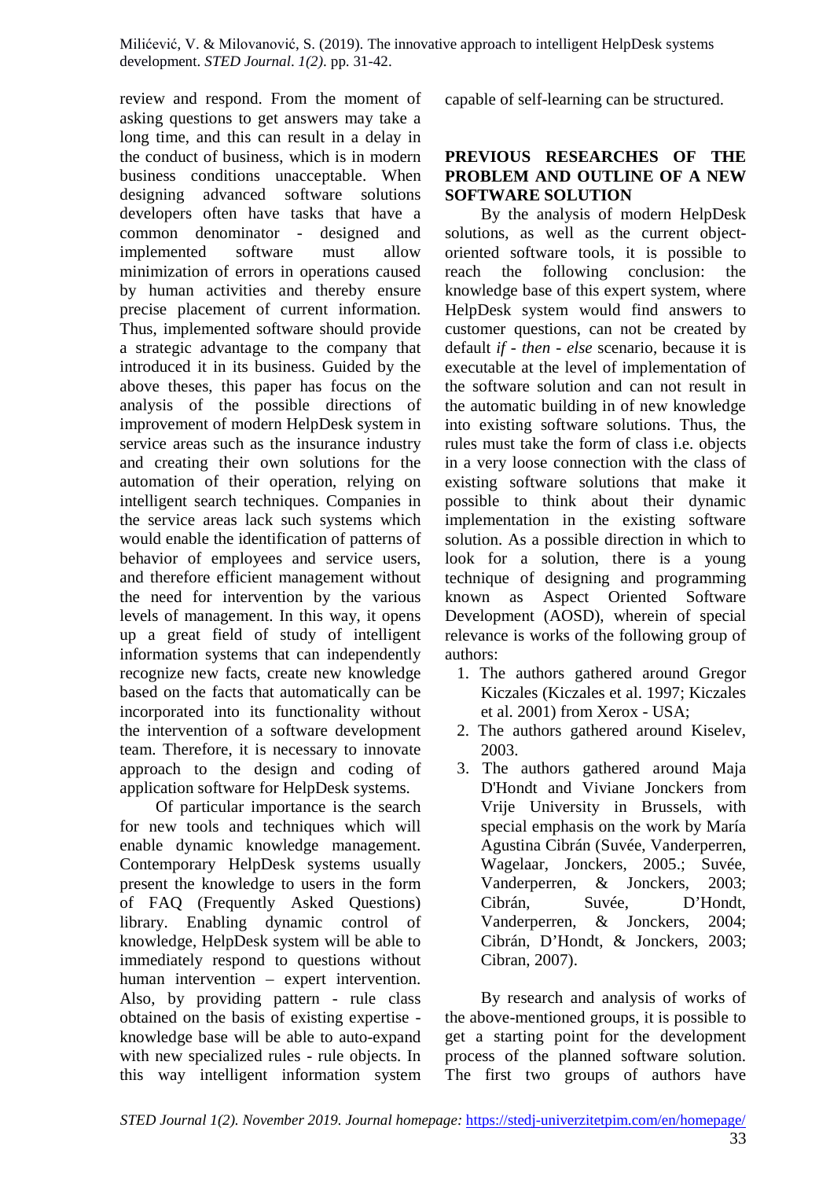review and respond. From the moment of asking questions to get answers may take a long time, and this can result in a delay in the conduct of business, which is in modern business conditions unacceptable. When designing advanced software solutions developers often have tasks that have a common denominator - designed and implemented software must allow minimization of errors in operations caused by human activities and thereby ensure precise placement of current information. Thus, implemented software should provide a strategic advantage to the company that introduced it in its business. Guided by the above theses, this paper has focus on the analysis of the possible directions of improvement of modern HelpDesk system in service areas such as the insurance industry and creating their own solutions for the automation of their operation, relying on intelligent search techniques. Companies in the service areas lack such systems which would enable the identification of patterns of behavior of employees and service users, and therefore efficient management without the need for intervention by the various levels of management. In this way, it opens up a great field of study of intelligent information systems that can independently recognize new facts, create new knowledge based on the facts that automatically can be incorporated into its functionality without the intervention of a software development team. Therefore, it is necessary to innovate approach to the design and coding of application software for HelpDesk systems.

Of particular importance is the search for new tools and techniques which will enable dynamic knowledge management. Contemporary HelpDesk systems usually present the knowledge to users in the form of FAQ (Frequently Asked Questions) library. Enabling dynamic control of knowledge, HelpDesk system will be able to immediately respond to questions without human intervention – expert intervention. Also, by providing pattern - rule class obtained on the basis of existing expertise - knowledge base will be able to auto-expand with new specialized rules - rule objects. In this way intelligent information system capable of self-learning can be structured.

## PREVIOUS RESEARCHES OF THE PROBLEM AND OUTLINE OF A NEW SOFTWARE SOLUTION

By the analysis of modern HelpDesk solutions, as well as the current object-oriented software tools, it is possible to reach the following conclusion: the knowledge base of this expert system, where HelpDesk system would find answers to customer questions, can not be created by default *if - then - else* scenario, because it is executable at the level of implementation of the software solution and can not result in the automatic building in of new knowledge into existing software solutions. Thus, the rules must take the form of class i.e. objects in a very loose connection with the class of existing software solutions that make it possible to think about their dynamic implementation in the existing software solution. As a possible direction in which to look for a solution, there is a young technique of designing and programming known as Aspect Oriented Software Development (AOSD), wherein of special relevance is works of the following group of authors:

1. The authors gathered around Gregor Kiczales (Kiczales et al. 1997; Kiczales et al. 2001) from Xerox - USA;
2. The authors gathered around Kiselev, 2003.
3. The authors gathered around Maja D'Hondt and Viviane Jonckers from Vrije University in Brussels, with special emphasis on the work by María Agustina Cibrán (Suvée, Vanderperren, Wagelaar, Jonckers, 2005.; Suvée, Vanderperren, & Jonckers, 2003; Cibrán, Suvée, D'Hondt, Vanderperren, & Jonckers, 2004; Cibrán, D'Hondt, & Jonckers, 2003; Cibran, 2007).

By research and analysis of works of the above-mentioned groups, it is possible to get a starting point for the development process of the planned software solution. The first two groups of authors have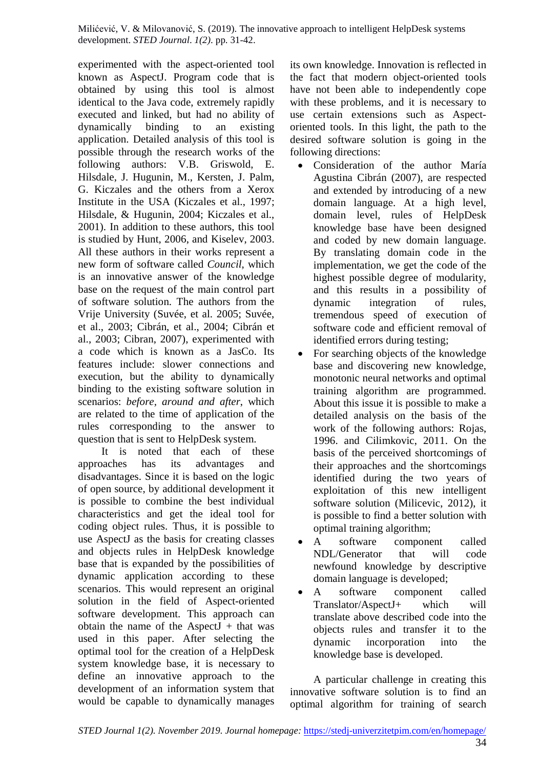experimented with the aspect-oriented tool known as AspectJ. Program code that is obtained by using this tool is almost identical to the Java code, extremely rapidly executed and linked, but had no ability of dynamically binding to an existing application. Detailed analysis of this tool is possible through the research works of the following authors: V.B. Griswold, E. Hilsdale, J. Hugunin, M., Kersten, J. Palm, G. Kiczales and the others from a Xerox Institute in the USA (Kiczales et al., 1997; Hilsdale, & Hugunin, 2004; Kiczales et al., 2001). In addition to these authors, this tool is studied by Hunt, 2006, and Kiselev, 2003. All these authors in their works represent a new form of software called *Council*, which is an innovative answer of the knowledge base on the request of the main control part of software solution. The authors from the Vrije University (Suvée, et al. 2005; Suvée, et al., 2003; Cibrán, et al., 2004; Cibrán et al., 2003; Cibran, 2007), experimented with a code which is known as a JasCo. Its features include: slower connections and execution, but the ability to dynamically binding to the existing software solution in scenarios: *before, around and after*, which are related to the time of application of the rules corresponding to the answer to question that is sent to HelpDesk system.

It is noted that each of these approaches has its advantages and disadvantages. Since it is based on the logic of open source, by additional development it is possible to combine the best individual characteristics and get the ideal tool for coding object rules. Thus, it is possible to use AspectJ as the basis for creating classes and objects rules in HelpDesk knowledge base that is expanded by the possibilities of dynamic application according to these scenarios. This would represent an original solution in the field of Aspect-oriented software development. This approach can obtain the name of the AspectJ + that was used in this paper. After selecting the optimal tool for the creation of a HelpDesk system knowledge base, it is necessary to define an innovative approach to the development of an information system that would be capable to dynamically manages its own knowledge. Innovation is reflected in the fact that modern object-oriented tools have not been able to independently cope with these problems, and it is necessary to use certain extensions such as Aspect-oriented tools. In this light, the path to the desired software solution is going in the following directions:

- Consideration of the author María Agustina Cibrán (2007), are respected and extended by introducing of a new domain language. At a high level, domain level, rules of HelpDesk knowledge base have been designed and coded by new domain language. By translating domain code in the implementation, we get the code of the highest possible degree of modularity, and this results in a possibility of dynamic integration of rules, tremendous speed of execution of software code and efficient removal of identified errors during testing;
- For searching objects of the knowledge base and discovering new knowledge, monotonic neural networks and optimal training algorithm are programmed. About this issue it is possible to make a detailed analysis on the basis of the work of the following authors: Rojas, 1996. and Cilimkovic, 2011. On the basis of the perceived shortcomings of their approaches and the shortcomings identified during the two years of exploitation of this new intelligent software solution (Milicevic, 2012), it is possible to find a better solution with optimal training algorithm;
- A software component called NDL/Generator that will code newfound knowledge by descriptive domain language is developed;
- A software component called Translator/AspectJ+ which will translate above described code into the objects rules and transfer it to the dynamic incorporation into the knowledge base is developed.

A particular challenge in creating this innovative software solution is to find an optimal algorithm for training of search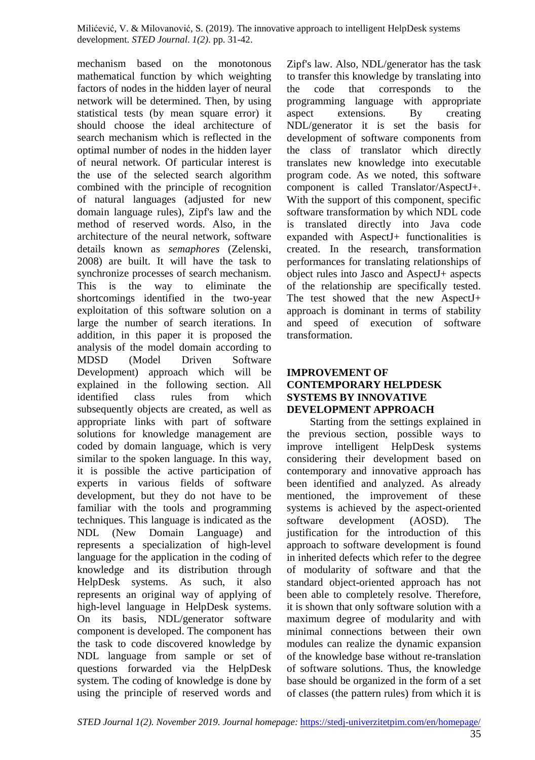mechanism based on the monotonous mathematical function by which weighting factors of nodes in the hidden layer of neural network will be determined. Then, by using statistical tests (by mean square error) it should choose the ideal architecture of search mechanism which is reflected in the optimal number of nodes in the hidden layer of neural network. Of particular interest is the use of the selected search algorithm combined with the principle of recognition of natural languages (adjusted for new domain language rules), Zipf's law and the method of reserved words. Also, in the architecture of the neural network, software details known as *semaphores* (Zelenski, 2008) are built. It will have the task to synchronize processes of search mechanism. This is the way to eliminate the shortcomings identified in the two-year exploitation of this software solution on a large the number of search iterations. In addition, in this paper it is proposed the analysis of the model domain according to MDSD (Model Driven Software Development) approach which will be explained in the following section. All identified class rules from which subsequently objects are created, as well as appropriate links with part of software solutions for knowledge management are coded by domain language, which is very similar to the spoken language. In this way, it is possible the active participation of experts in various fields of software development, but they do not have to be familiar with the tools and programming techniques. This language is indicated as the NDL (New Domain Language) and represents a specialization of high-level language for the application in the coding of knowledge and its distribution through HelpDesk systems. As such, it also represents an original way of applying of high-level language in HelpDesk systems. On its basis, NDL/generator software component is developed. The component has the task to code discovered knowledge by NDL language from sample or set of questions forwarded via the HelpDesk system. The coding of knowledge is done by using the principle of reserved words and Zipf's law. Also, NDL/generator has the task to transfer this knowledge by translating into the code that corresponds to the programming language with appropriate aspect extensions. By creating NDL/generator it is set the basis for development of software components from the class of translator which directly translates new knowledge into executable program code. As we noted, this software component is called Translator/AspectJ+. With the support of this component, specific software transformation by which NDL code is translated directly into Java code expanded with AspectJ+ functionalities is created. In the research, transformation performances for translating relationships of object rules into Jasco and AspectJ+ aspects of the relationship are specifically tested. The test showed that the new AspectJ+ approach is dominant in terms of stability and speed of execution of software transformation.

## IMPROVEMENT OF CONTEMPORARY HELPDESK SYSTEMS BY INNOVATIVE DEVELOPMENT APPROACH

Starting from the settings explained in the previous section, possible ways to improve intelligent HelpDesk systems considering their development based on contemporary and innovative approach has been identified and analyzed. As already mentioned, the improvement of these systems is achieved by the aspect-oriented software development (AOSD). The justification for the introduction of this approach to software development is found in inherited defects which refer to the degree of modularity of software and that the standard object-oriented approach has not been able to completely resolve. Therefore, it is shown that only software solution with a maximum degree of modularity and with minimal connections between their own modules can realize the dynamic expansion of the knowledge base without re-translation of software solutions. Thus, the knowledge base should be organized in the form of a set of classes (the pattern rules) from which it is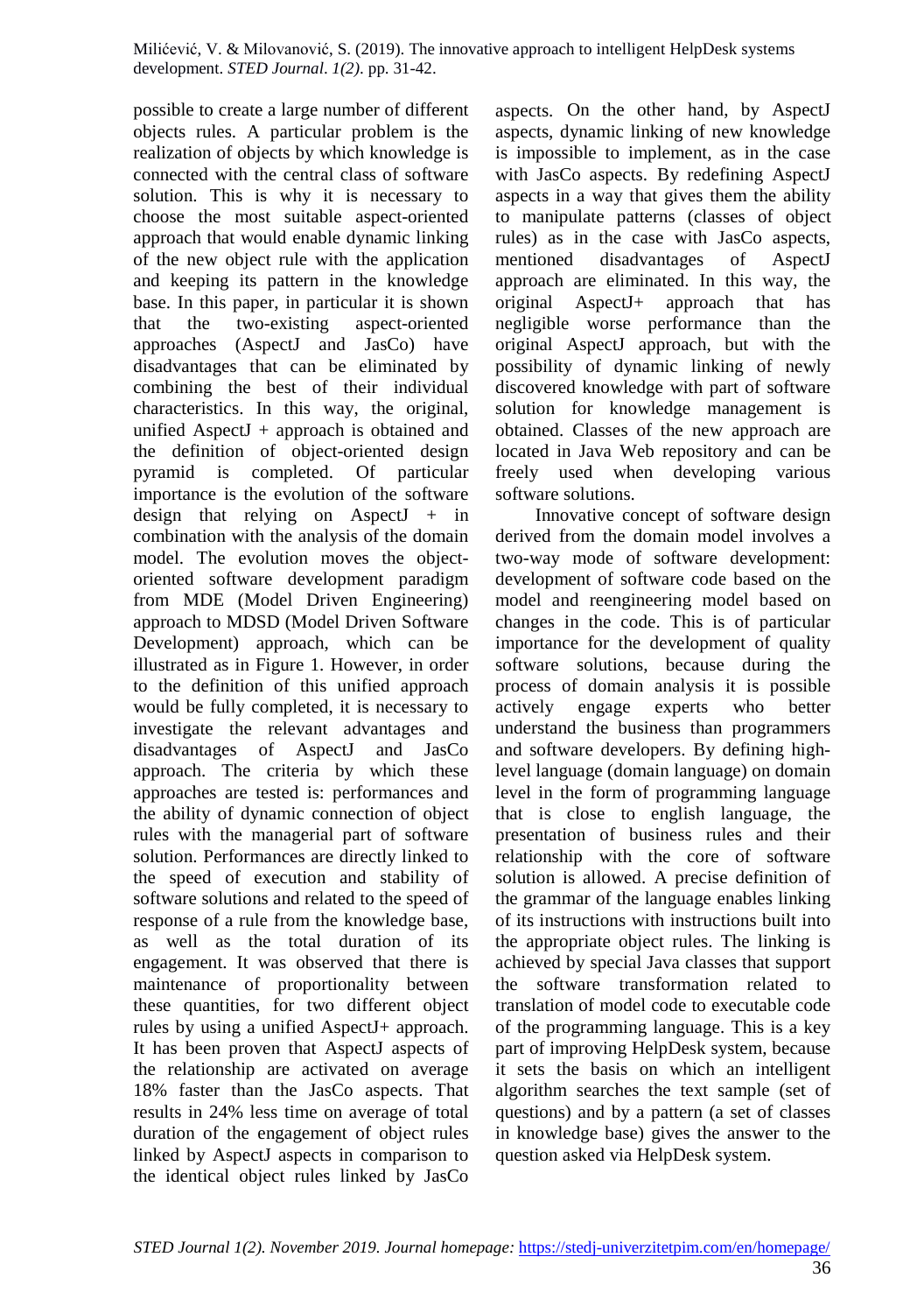possible to create a large number of different objects rules. A particular problem is the realization of objects by which knowledge is connected with the central class of software solution. This is why it is necessary to choose the most suitable aspect-oriented approach that would enable dynamic linking of the new object rule with the application and keeping its pattern in the knowledge base. In this paper, in particular it is shown that the two-existing aspect-oriented approaches (AspectJ and JasCo) have disadvantages that can be eliminated by combining the best of their individual characteristics. In this way, the original, unified AspectJ + approach is obtained and the definition of object-oriented design pyramid is completed. Of particular importance is the evolution of the software design that relying on AspectJ + in combination with the analysis of the domain model. The evolution moves the object-oriented software development paradigm from MDE (Model Driven Engineering) approach to MDSD (Model Driven Software Development) approach, which can be illustrated as in Figure 1. However, in order to the definition of this unified approach would be fully completed, it is necessary to investigate the relevant advantages and disadvantages of AspectJ and JasCo approach. The criteria by which these approaches are tested is: performances and the ability of dynamic connection of object rules with the managerial part of software solution. Performances are directly linked to the speed of execution and stability of software solutions and related to the speed of response of a rule from the knowledge base, as well as the total duration of its engagement. It was observed that there is maintenance of proportionality between these quantities, for two different object rules by using a unified AspectJ+ approach. It has been proven that AspectJ aspects of the relationship are activated on average 18% faster than the JasCo aspects. That results in 24% less time on average of total duration of the engagement of object rules linked by AspectJ aspects in comparison to the identical object rules linked by JasCo aspects. On the other hand, by AspectJ aspects, dynamic linking of new knowledge is impossible to implement, as in the case with JasCo aspects. By redefining AspectJ aspects in a way that gives them the ability to manipulate patterns (classes of object rules) as in the case with JasCo aspects, mentioned disadvantages of AspectJ approach are eliminated. In this way, the original AspectJ+ approach that has negligible worse performance than the original AspectJ approach, but with the possibility of dynamic linking of newly discovered knowledge with part of software solution for knowledge management is obtained. Classes of the new approach are located in Java Web repository and can be freely used when developing various software solutions.

Innovative concept of software design derived from the domain model involves a two-way mode of software development: development of software code based on the model and reengineering model based on changes in the code. This is of particular importance for the development of quality software solutions, because during the process of domain analysis it is possible actively engage experts who better understand the business than programmers and software developers. By defining high-level language (domain language) on domain level in the form of programming language that is close to english language, the presentation of business rules and their relationship with the core of software solution is allowed. A precise definition of the grammar of the language enables linking of its instructions with instructions built into the appropriate object rules. The linking is achieved by special Java classes that support the software transformation related to translation of model code to executable code of the programming language. This is a key part of improving HelpDesk system, because it sets the basis on which an intelligent algorithm searches the text sample (set of questions) and by a pattern (a set of classes in knowledge base) gives the answer to the question asked via HelpDesk system.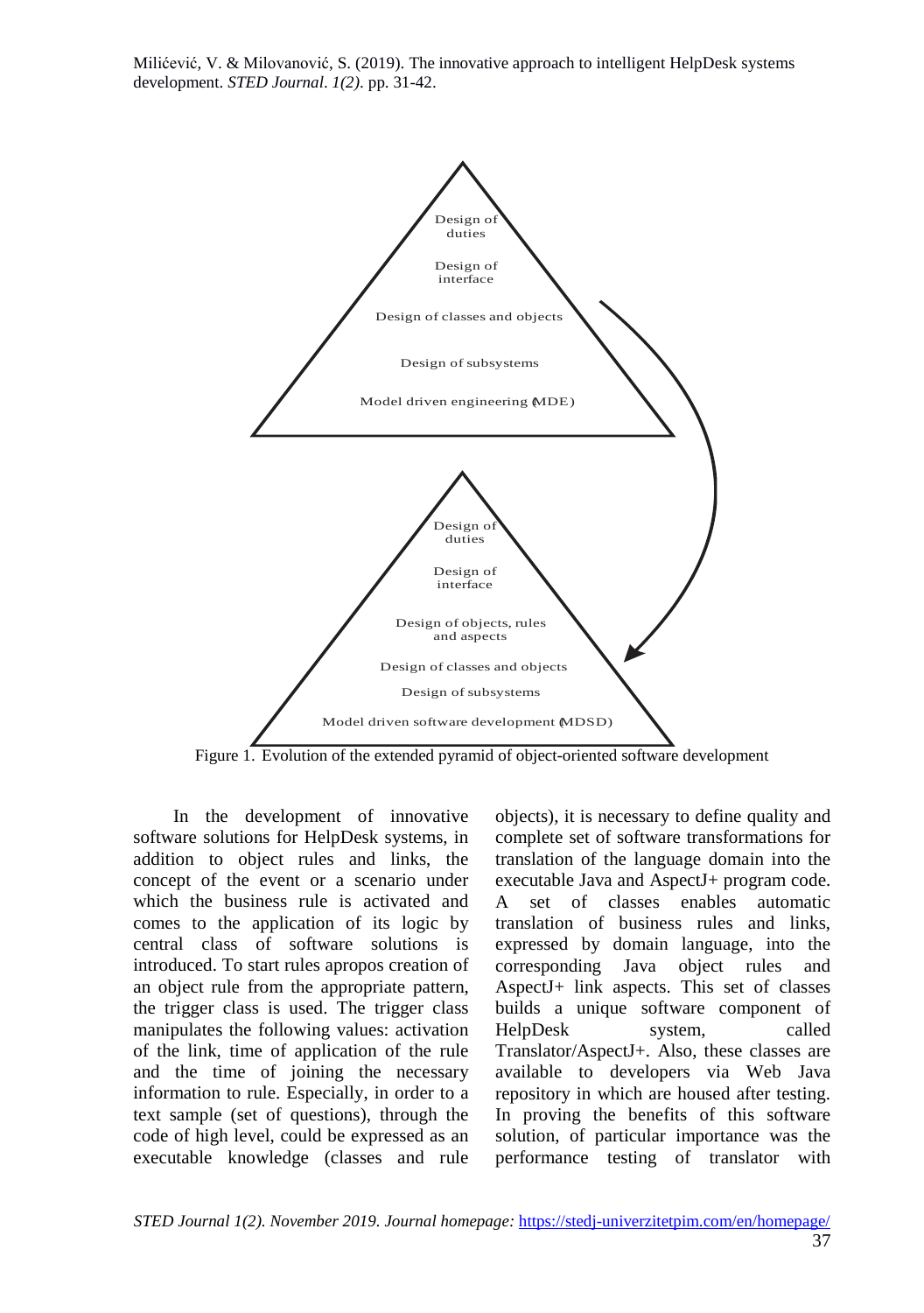Figure 1. Evolution of the extended pyramid of object-oriented software development

In the development of innovative software solutions for HelpDesk systems, in addition to object rules and links, the concept of the event or a scenario under which the business rule is activated and comes to the application of its logic by central class of software solutions is introduced. To start rules apropos creation of an object rule from the appropriate pattern, the trigger class is used. The trigger class manipulates the following values: activation of the link, time of application of the rule and the time of joining the necessary information to rule. Especially, in order to a text sample (set of questions), through the code of high level, could be expressed as an executable knowledge (classes and rule objects), it is necessary to define quality and complete set of software transformations for translation of the language domain into the executable Java and AspectJ+ program code. A set of classes enables automatic translation of business rules and links, expressed by domain language, into the corresponding Java object rules and AspectJ+ link aspects. This set of classes builds a unique software component of HelpDesk system, called Translator/AspectJ+. Also, these classes are available to developers via Web Java repository in which are housed after testing. In proving the benefits of this software solution, of particular importance was the performance testing of translator with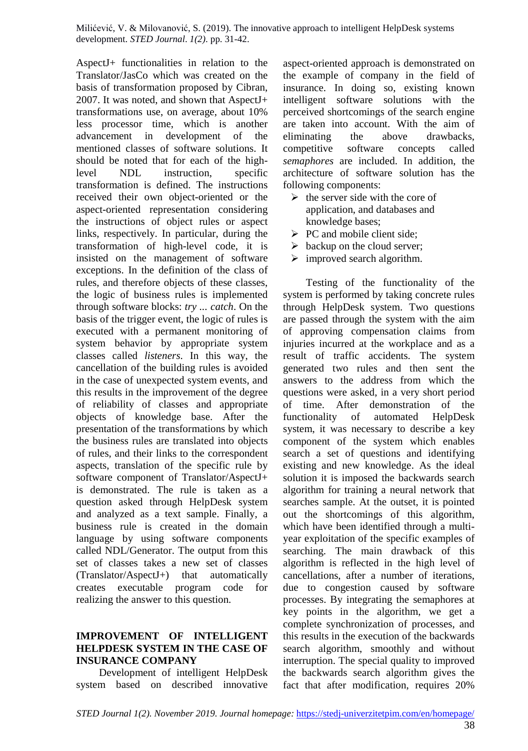AspectJ+ functionalities in relation to the Translator/JasCo which was created on the basis of transformation proposed by Cibran, 2007. It was noted, and shown that AspectJ+ transformations use, on average, about 10% less processor time, which is another advancement in development of the mentioned classes of software solutions. It should be noted that for each of the high-level NDL instruction, specific transformation is defined. The instructions received their own object-oriented or the aspect-oriented representation considering the instructions of object rules or aspect links, respectively. In particular, during the transformation of high-level code, it is insisted on the management of software exceptions. In the definition of the class of rules, and therefore objects of these classes, the logic of business rules is implemented through software blocks: *try ... catch*. On the basis of the trigger event, the logic of rules is executed with a permanent monitoring of system behavior by appropriate system classes called *listeners*. In this way, the cancellation of the building rules is avoided in the case of unexpected system events, and this results in the improvement of the degree of reliability of classes and appropriate objects of knowledge base. After the presentation of the transformations by which the business rules are translated into objects of rules, and their links to the correspondent aspects, translation of the specific rule by software component of Translator/AspectJ+ is demonstrated. The rule is taken as a question asked through HelpDesk system and analyzed as a text sample. Finally, a business rule is created in the domain language by using software components called NDL/Generator. The output from this set of classes takes a new set of classes (Translator/AspectJ+) that automatically creates executable program code for realizing the answer to this question.

## IMPROVEMENT OF INTELLIGENT HELPDESK SYSTEM IN THE CASE OF INSURANCE COMPANY

Development of intelligent HelpDesk system based on described innovative aspect-oriented approach is demonstrated on the example of company in the field of insurance. In doing so, existing known intelligent software solutions with the perceived shortcomings of the search engine are taken into account. With the aim of eliminating the above drawbacks, competitive software concepts called *semaphores* are included. In addition, the architecture of software solution has the following components:

- the server side with the core of application, and databases and knowledge bases;
- PC and mobile client side;
- backup on the cloud server;
- improved search algorithm.

Testing of the functionality of the system is performed by taking concrete rules through HelpDesk system. Two questions are passed through the system with the aim of approving compensation claims from injuries incurred at the workplace and as a result of traffic accidents. The system generated two rules and then sent the answers to the address from which the questions were asked, in a very short period of time. After demonstration of the functionality of automated HelpDesk system, it was necessary to describe a key component of the system which enables search a set of questions and identifying existing and new knowledge. As the ideal solution it is imposed the backwards search algorithm for training a neural network that searches sample. At the outset, it is pointed out the shortcomings of this algorithm, which have been identified through a multi-year exploitation of the specific examples of searching. The main drawback of this algorithm is reflected in the high level of cancellations, after a number of iterations, due to congestion caused by software processes. By integrating the semaphores at key points in the algorithm, we get a complete synchronization of processes, and this results in the execution of the backwards search algorithm, smoothly and without interruption. The special quality to improved the backwards search algorithm gives the fact that after modification, requires 20%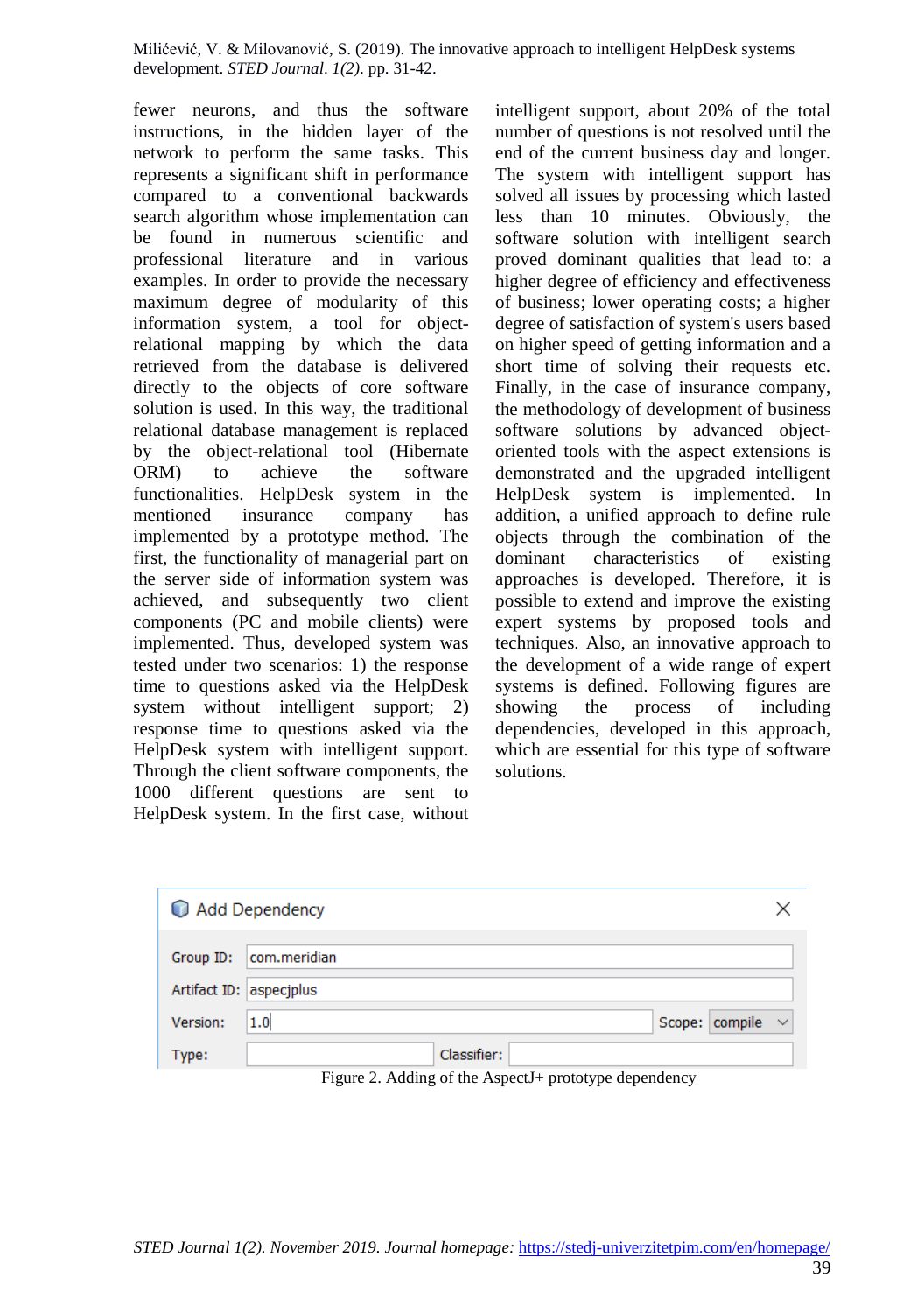fewer neurons, and thus the software instructions, in the hidden layer of the network to perform the same tasks. This represents a significant shift in performance compared to a conventional backwards search algorithm whose implementation can be found in numerous scientific and professional literature and in various examples. In order to provide the necessary maximum degree of modularity of this information system, a tool for object-relational mapping by which the data retrieved from the database is delivered directly to the objects of core software solution is used. In this way, the traditional relational database management is replaced by the object-relational tool (Hibernate ORM) to achieve the software functionalities. HelpDesk system in the mentioned insurance company has implemented by a prototype method. The first, the functionality of managerial part on the server side of information system was achieved, and subsequently two client components (PC and mobile clients) were implemented. Thus, developed system was tested under two scenarios: 1) the response time to questions asked via the HelpDesk system without intelligent support; 2) response time to questions asked via the HelpDesk system with intelligent support. Through the client software components, the 1000 different questions are sent to HelpDesk system. In the first case, without intelligent support, about 20% of the total number of questions is not resolved until the end of the current business day and longer. The system with intelligent support has solved all issues by processing which lasted less than 10 minutes. Obviously, the software solution with intelligent search proved dominant qualities that lead to: a higher degree of efficiency and effectiveness of business; lower operating costs; a higher degree of satisfaction of system's users based on higher speed of getting information and a short time of solving their requests etc. Finally, in the case of insurance company, the methodology of development of business software solutions by advanced object-oriented tools with the aspect extensions is demonstrated and the upgraded intelligent HelpDesk system is implemented. In addition, a unified approach to define rule objects through the combination of the dominant characteristics of existing approaches is developed. Therefore, it is possible to extend and improve the existing expert systems by proposed tools and techniques. Also, an innovative approach to the development of a wide range of expert systems is defined. Following figures are showing the process of including dependencies, developed in this approach, which are essential for this type of software solutions.

| Add Dependency | | | |
|---|---|---|---|
| Group ID: | com.meridian | | |
| Artifact ID: | aspecjplus | | |
| Version: | 1.0 | Scope: | compile |
| Type: | | Classifier: | |

Figure 2. Adding of the AspectJ+ prototype dependency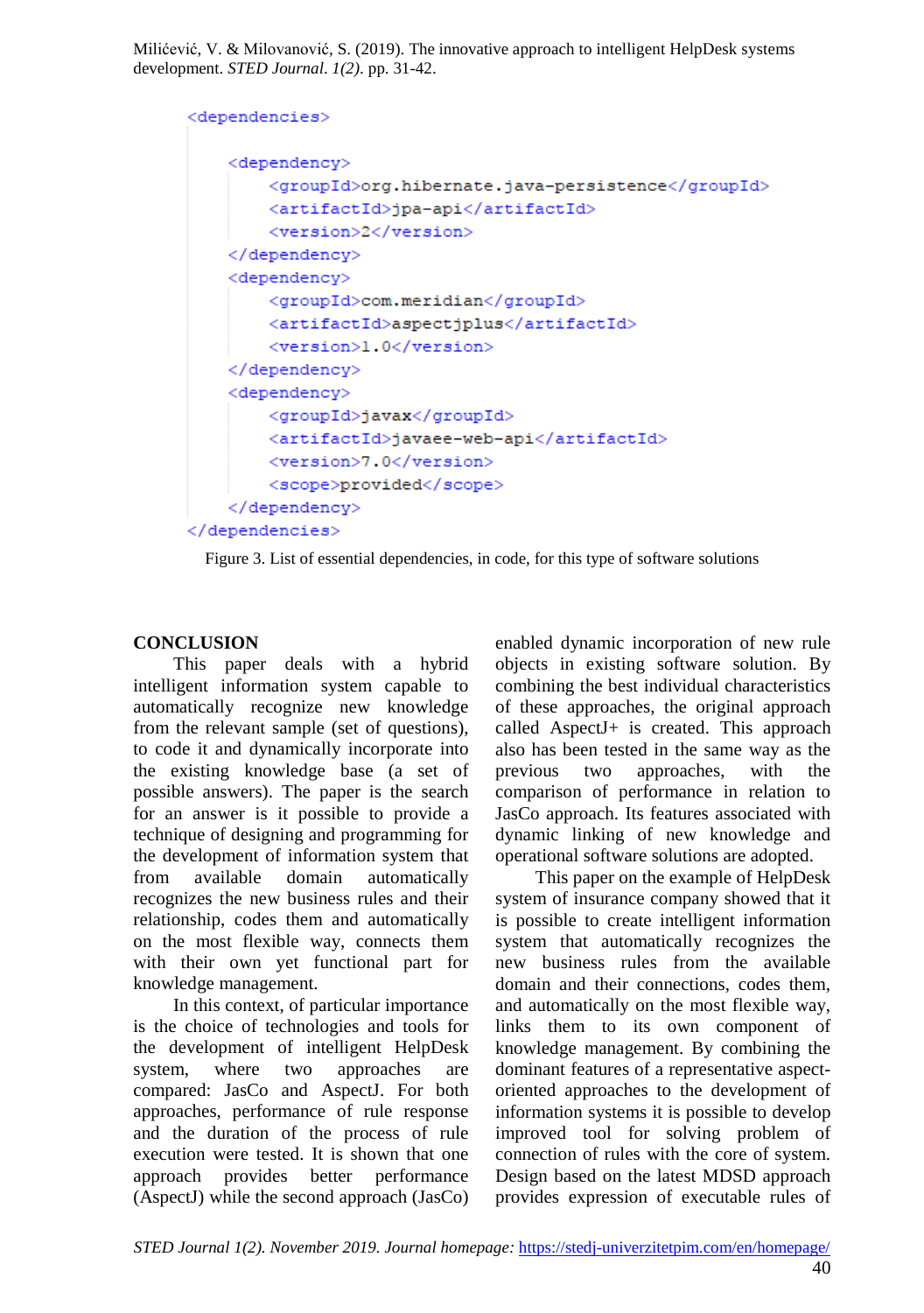```xml
<dependencies>

    <dependency>
        <groupId>org.hibernate.java-persistence</groupId>
        <artifactId>jpa-api</artifactId>
        <version>2</version>
    </dependency>
    <dependency>
        <groupId>com.meridian</groupId>
        <artifactId>aspectjplus</artifactId>
        <version>1.0</version>
    </dependency>
    <dependency>
        <groupId>javax</groupId>
        <artifactId>javaee-web-api</artifactId>
        <version>7.0</version>
        <scope>provided</scope>
    </dependency>
</dependencies>
```

Figure 3. List of essential dependencies, in code, for this type of software solutions

## CONCLUSION

This paper deals with a hybrid intelligent information system capable to automatically recognize new knowledge from the relevant sample (set of questions), to code it and dynamically incorporate into the existing knowledge base (a set of possible answers). The paper is the search for an answer is it possible to provide a technique of designing and programming for the development of information system that from available domain automatically recognizes the new business rules and their relationship, codes them and automatically on the most flexible way, connects them with their own yet functional part for knowledge management.

In this context, of particular importance is the choice of technologies and tools for the development of intelligent HelpDesk system, where two approaches are compared: JasCo and AspectJ. For both approaches, performance of rule response and the duration of the process of rule execution were tested. It is shown that one approach provides better performance (AspectJ) while the second approach (JasCo) enabled dynamic incorporation of new rule objects in existing software solution. By combining the best individual characteristics of these approaches, the original approach called AspectJ+ is created. This approach also has been tested in the same way as the previous two approaches, with the comparison of performance in relation to JasCo approach. Its features associated with dynamic linking of new knowledge and operational software solutions are adopted.

This paper on the example of HelpDesk system of insurance company showed that it is possible to create intelligent information system that automatically recognizes the new business rules from the available domain and their connections, codes them, and automatically on the most flexible way, links them to its own component of knowledge management. By combining the dominant features of a representative aspect-oriented approaches to the development of information systems it is possible to develop improved tool for solving problem of connection of rules with the core of system. Design based on the latest MDSD approach provides expression of executable rules of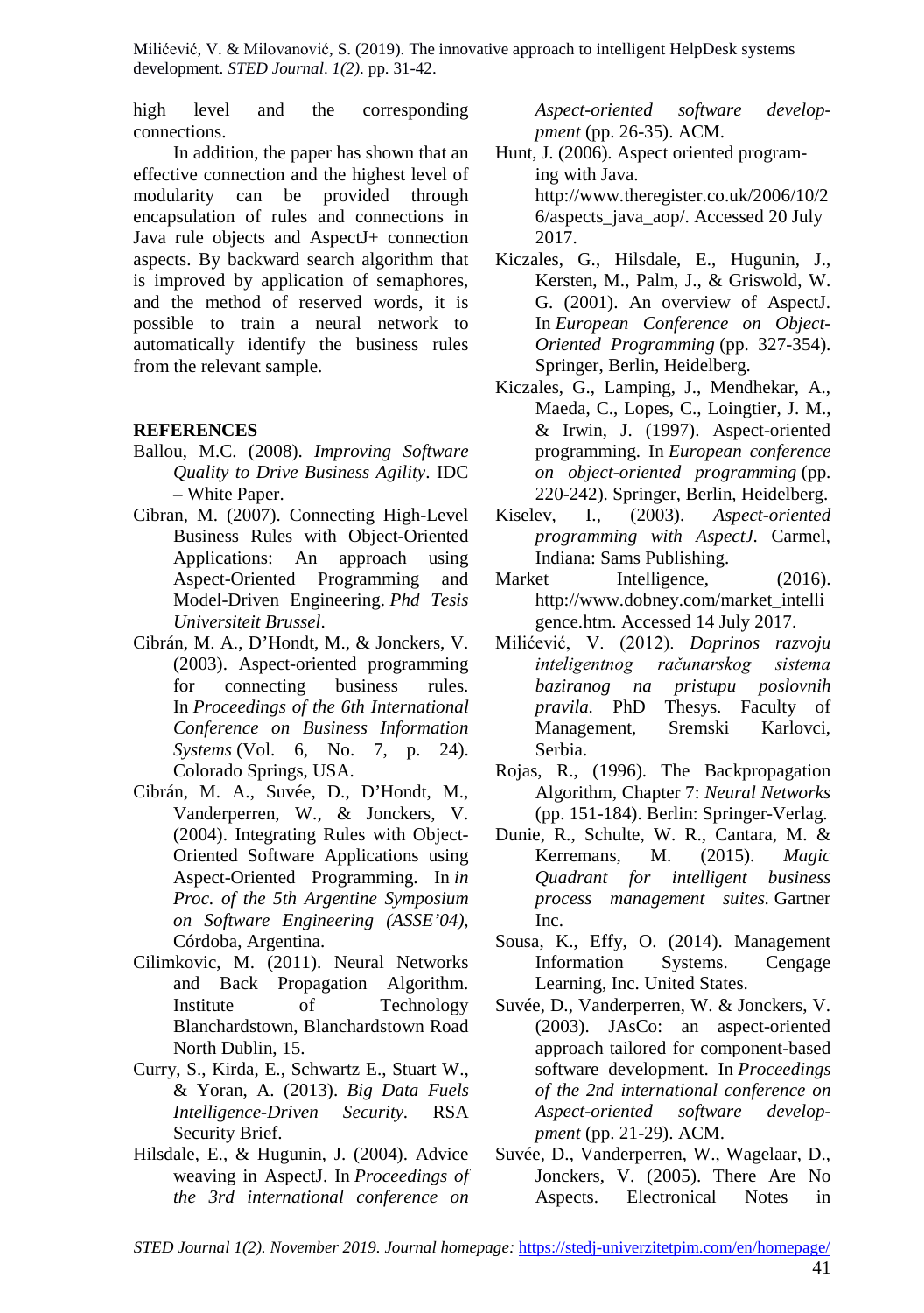high level and the corresponding connections.

In addition, the paper has shown that an effective connection and the highest level of modularity can be provided through encapsulation of rules and connections in Java rule objects and AspectJ+ connection aspects. By backward search algorithm that is improved by application of semaphores, and the method of reserved words, it is possible to train a neural network to automatically identify the business rules from the relevant sample.

## REFERENCES

Ballou, M.C. (2008). *Improving Software Quality to Drive Business Agility*. IDC – White Paper.

Cibran, M. (2007). Connecting High-Level Business Rules with Object-Oriented Applications: An approach using Aspect-Oriented Programming and Model-Driven Engineering. *Phd Tesis Universiteit Brussel*.

Cibrán, M. A., D'Hondt, M., & Jonckers, V. (2003). Aspect-oriented programming for connecting business rules. In *Proceedings of the 6th International Conference on Business Information Systems* (Vol. 6, No. 7, p. 24). Colorado Springs, USA.

Cibrán, M. A., Suvée, D., D'Hondt, M., Vanderperren, W., & Jonckers, V. (2004). Integrating Rules with Object-Oriented Software Applications using Aspect-Oriented Programming. In *in Proc. of the 5th Argentine Symposium on Software Engineering (ASSE'04)*, Córdoba, Argentina.

Cilimkovic, M. (2011). Neural Networks and Back Propagation Algorithm. Institute of Technology Blanchardstown, Blanchardstown Road North Dublin, 15.

Curry, S., Kirda, E., Schwartz E., Stuart W., & Yoran, A. (2013). *Big Data Fuels Intelligence-Driven Security.* RSA Security Brief.

Hilsdale, E., & Hugunin, J. (2004). Advice weaving in AspectJ. In *Proceedings of the 3rd international conference on Aspect-oriented software develop-pment* (pp. 26-35). ACM.

Hunt, J. (2006). Aspect oriented programming with Java. http://www.theregister.co.uk/2006/10/26/aspects_java_aop/. Accessed 20 July 2017.

Kiczales, G., Hilsdale, E., Hugunin, J., Kersten, M., Palm, J., & Griswold, W. G. (2001). An overview of AspectJ. In *European Conference on Object-Oriented Programming* (pp. 327-354). Springer, Berlin, Heidelberg.

Kiczales, G., Lamping, J., Mendhekar, A., Maeda, C., Lopes, C., Loingtier, J. M., & Irwin, J. (1997). Aspect-oriented programming. In *European conference on object-oriented programming* (pp. 220-242). Springer, Berlin, Heidelberg.

Kiselev, I., (2003). *Aspect-oriented programming with AspectJ*. Carmel, Indiana: Sams Publishing.

Market Intelligence, (2016). http://www.dobney.com/market_intelligence.htm. Accessed 14 July 2017.

Milićević, V. (2012). *Doprinos razvoju inteligentnog računarskog sistema baziranog na pristupu poslovnih pravila.* PhD Thesys. Faculty of Management, Sremski Karlovci, Serbia.

Rojas, R., (1996). The Backpropagation Algorithm, Chapter 7: *Neural Networks* (pp. 151-184). Berlin: Springer-Verlag.

Dunie, R., Schulte, W. R., Cantara, M. & Kerremans, M. (2015). *Magic Quadrant for intelligent business process management suites.* Gartner Inc.

Sousa, K., Effy, O. (2014). Management Information Systems. Cengage Learning, Inc. United States.

Suvée, D., Vanderperren, W. & Jonckers, V. (2003). JAsCo: an aspect-oriented approach tailored for component-based software development. In *Proceedings of the 2nd international conference on Aspect-oriented software develop-pment* (pp. 21-29). ACM.

Suvée, D., Vanderperren, W., Wagelaar, D., Jonckers, V. (2005). There Are No Aspects. Electronical Notes in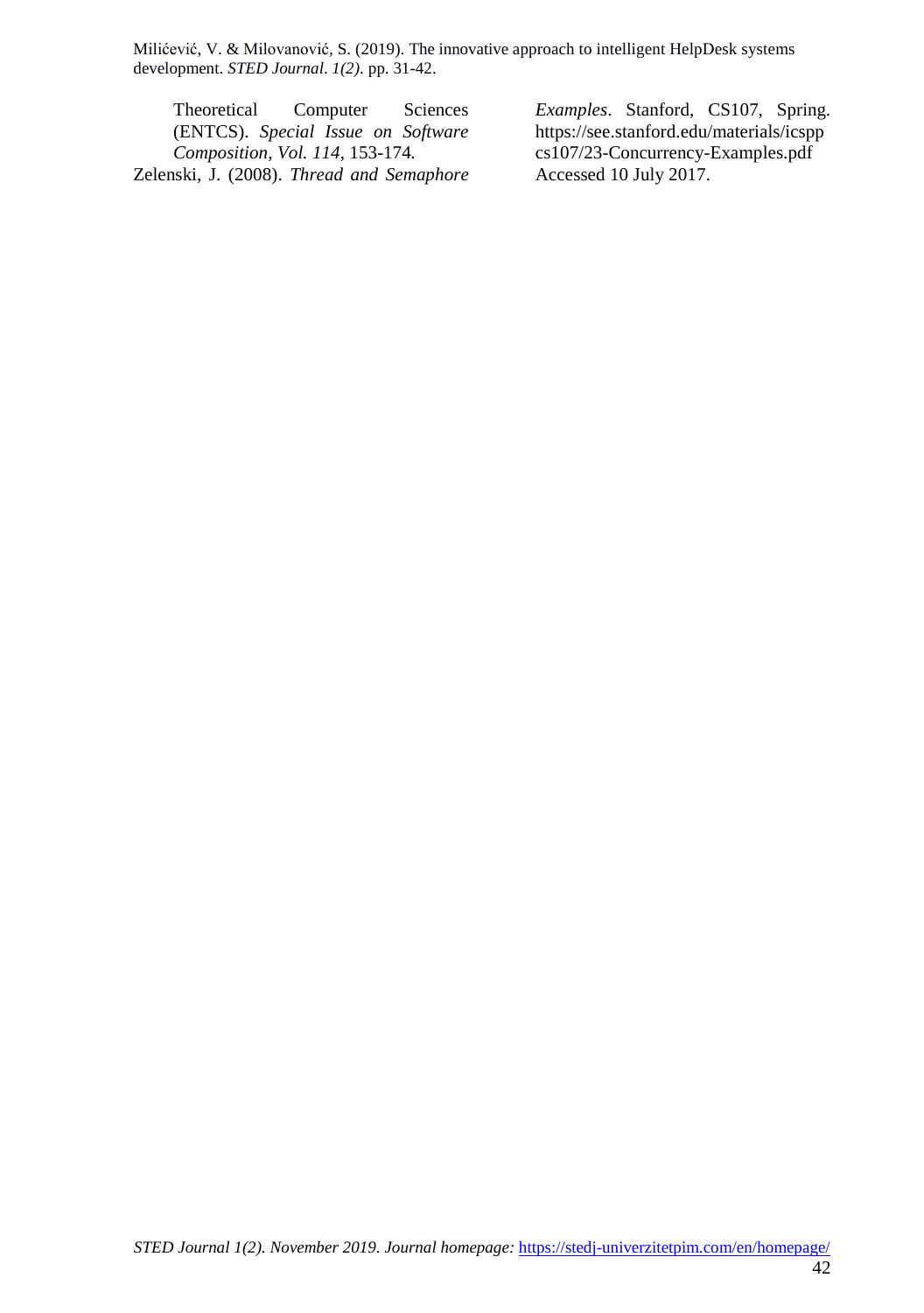Theoretical Computer Sciences (ENTCS). *Special Issue on Software Composition, Vol. 114*, 153-174.

Zelenski, J. (2008). *Thread and Semaphore Examples*. Stanford, CS107, Spring. https://see.stanford.edu/materials/icsppcs107/23-Concurrency-Examples.pdf Accessed 10 July 2017.